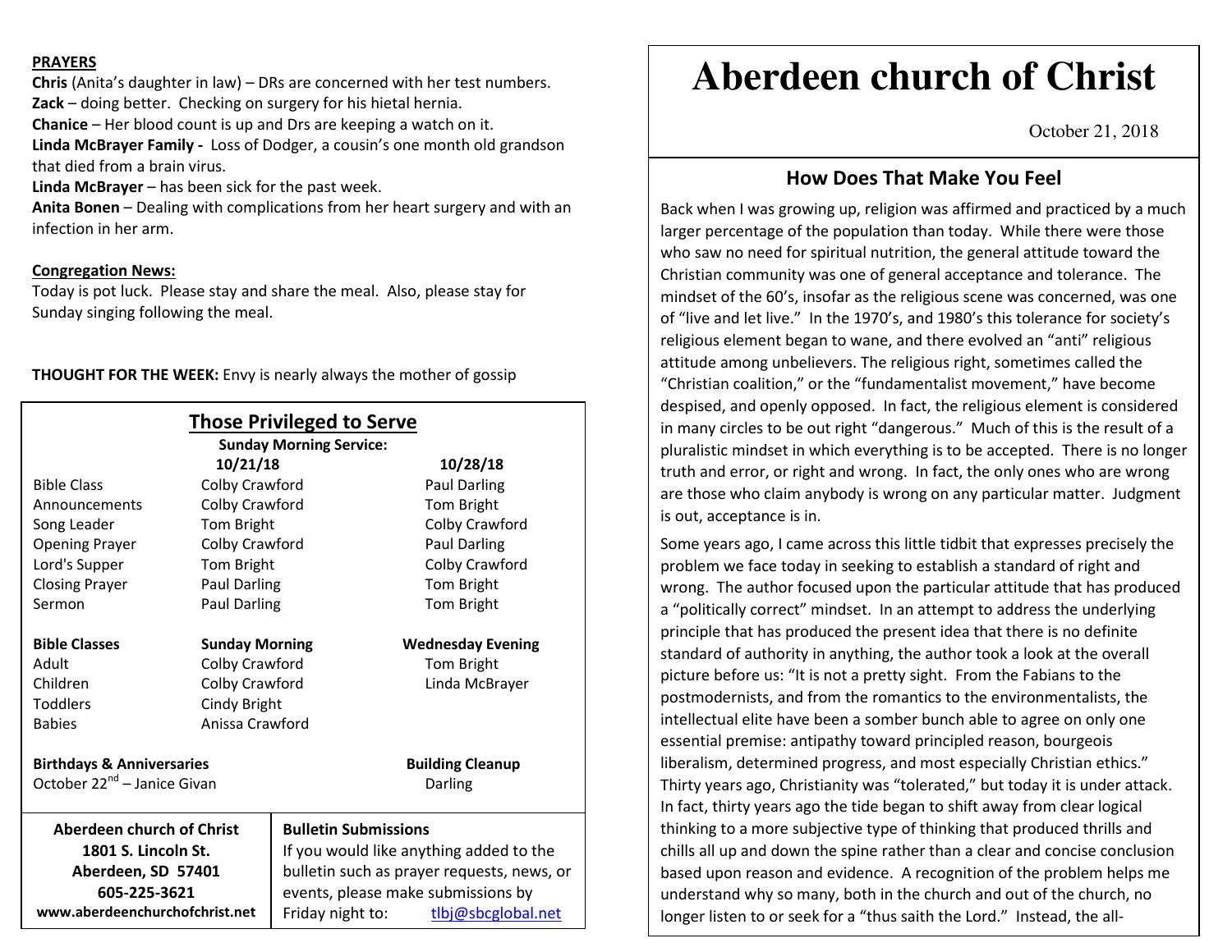**PRAYERS**

**Chris** (Anita's daughter in law) – DRs are concerned with her test numbers.
**Zack** – doing better. Checking on surgery for his hietal hernia.
**Chanice** – Her blood count is up and Drs are keeping a watch on it.
**Linda McBrayer Family -** Loss of Dodger, a cousin's one month old grandson that died from a brain virus.
**Linda McBrayer** – has been sick for the past week.
**Anita Bonen** – Dealing with complications from her heart surgery and with an infection in her arm.

**Congregation News:**

Today is pot luck. Please stay and share the meal. Also, please stay for Sunday singing following the meal.

**THOUGHT FOR THE WEEK:** Envy is nearly always the mother of gossip

## Those Privileged to Serve

**Sunday Morning Service:**

| | 10/21/18 | 10/28/18 |
|---|---|---|
| Bible Class | Colby Crawford | Paul Darling |
| Announcements | Colby Crawford | Tom Bright |
| Song Leader | Tom Bright | Colby Crawford |
| Opening Prayer | Colby Crawford | Paul Darling |
| Lord's Supper | Tom Bright | Colby Crawford |
| Closing Prayer | Paul Darling | Tom Bright |
| Sermon | Paul Darling | Tom Bright |

| **Bible Classes** | **Sunday Morning** | **Wednesday Evening** |
|---|---|---|
| Adult | Colby Crawford | Tom Bright |
| Children | Colby Crawford | Linda McBrayer |
| Toddlers | Cindy Bright | |
| Babies | Anissa Crawford | |

**Birthdays & Anniversaries**
October 22nd – Janice Givan

**Building Cleanup**
Darling

**Aberdeen church of Christ**
**1801 S. Lincoln St.**
**Aberdeen, SD 57401**
**605-225-3621**
**www.aberdeenchurchofchrist.net**

**Bulletin Submissions**
If you would like anything added to the bulletin such as prayer requests, news, or events, please make submissions by Friday night to: tlbj@sbcglobal.net

# Aberdeen church of Christ

October 21, 2018

## How Does That Make You Feel

Back when I was growing up, religion was affirmed and practiced by a much larger percentage of the population than today. While there were those who saw no need for spiritual nutrition, the general attitude toward the Christian community was one of general acceptance and tolerance. The mindset of the 60's, insofar as the religious scene was concerned, was one of "live and let live." In the 1970's, and 1980's this tolerance for society's religious element began to wane, and there evolved an "anti" religious attitude among unbelievers. The religious right, sometimes called the "Christian coalition," or the "fundamentalist movement," have become despised, and openly opposed. In fact, the religious element is considered in many circles to be out right "dangerous." Much of this is the result of a pluralistic mindset in which everything is to be accepted. There is no longer truth and error, or right and wrong. In fact, the only ones who are wrong are those who claim anybody is wrong on any particular matter. Judgment is out, acceptance is in.

Some years ago, I came across this little tidbit that expresses precisely the problem we face today in seeking to establish a standard of right and wrong. The author focused upon the particular attitude that has produced a "politically correct" mindset. In an attempt to address the underlying principle that has produced the present idea that there is no definite standard of authority in anything, the author took a look at the overall picture before us: "It is not a pretty sight. From the Fabians to the postmodernists, and from the romantics to the environmentalists, the intellectual elite have been a somber bunch able to agree on only one essential premise: antipathy toward principled reason, bourgeois liberalism, determined progress, and most especially Christian ethics." Thirty years ago, Christianity was "tolerated," but today it is under attack. In fact, thirty years ago the tide began to shift away from clear logical thinking to a more subjective type of thinking that produced thrills and chills all up and down the spine rather than a clear and concise conclusion based upon reason and evidence. A recognition of the problem helps me understand why so many, both in the church and out of the church, no longer listen to or seek for a "thus saith the Lord." Instead, the all-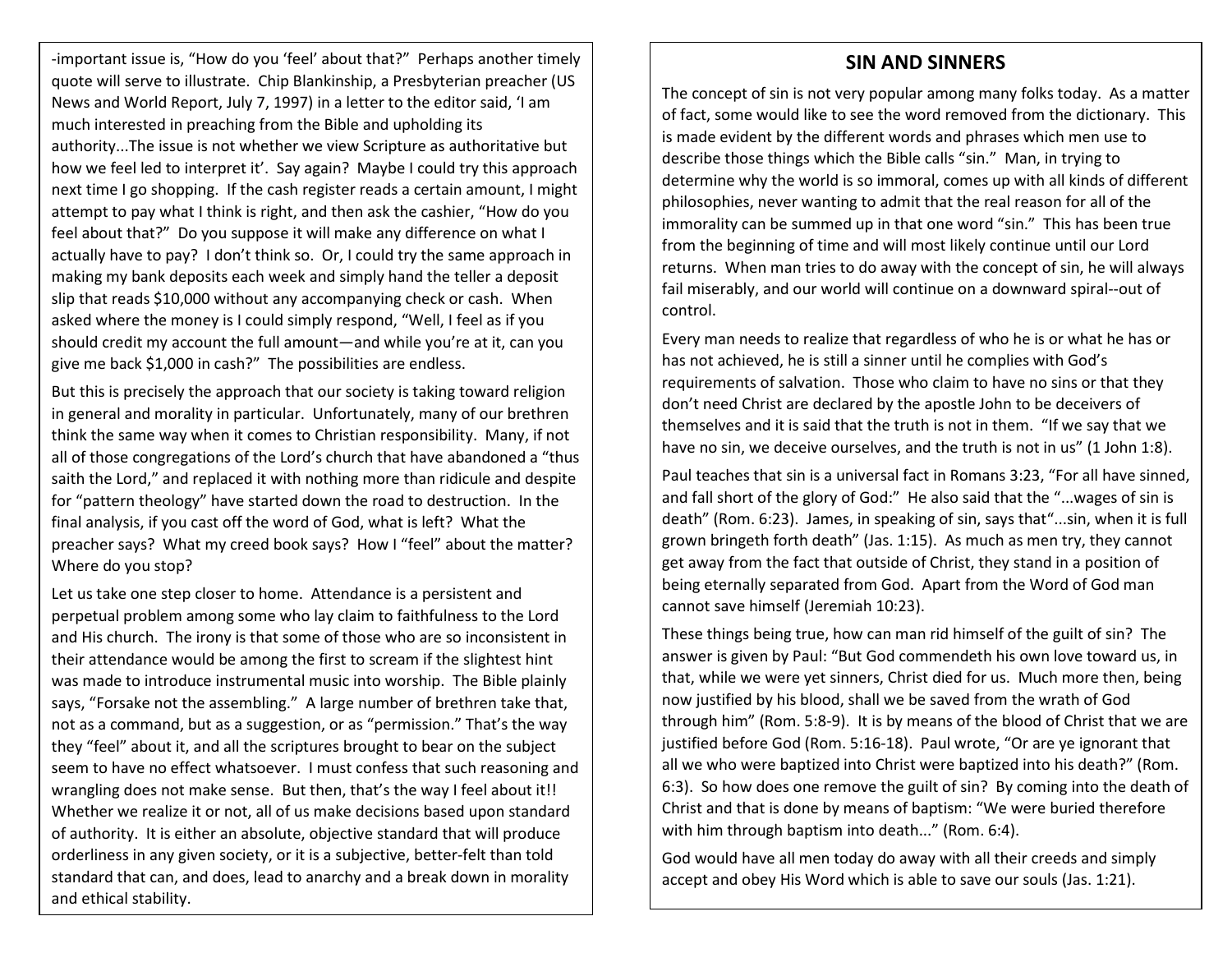-important issue is, "How do you 'feel' about that?" Perhaps another timely quote will serve to illustrate. Chip Blankinship, a Presbyterian preacher (US News and World Report, July 7, 1997) in a letter to the editor said, 'I am much interested in preaching from the Bible and upholding its authority...The issue is not whether we view Scripture as authoritative but how we feel led to interpret it'. Say again? Maybe I could try this approach next time I go shopping. If the cash register reads a certain amount, I might attempt to pay what I think is right, and then ask the cashier, "How do you feel about that?" Do you suppose it will make any difference on what I actually have to pay? I don't think so. Or, I could try the same approach in making my bank deposits each week and simply hand the teller a deposit slip that reads $10,000 without any accompanying check or cash. When asked where the money is I could simply respond, "Well, I feel as if you should credit my account the full amount—and while you're at it, can you give me back $1,000 in cash?" The possibilities are endless.

But this is precisely the approach that our society is taking toward religion in general and morality in particular. Unfortunately, many of our brethren think the same way when it comes to Christian responsibility. Many, if not all of those congregations of the Lord's church that have abandoned a "thus saith the Lord," and replaced it with nothing more than ridicule and despite for "pattern theology" have started down the road to destruction. In the final analysis, if you cast off the word of God, what is left? What the preacher says? What my creed book says? How I "feel" about the matter? Where do you stop?

Let us take one step closer to home. Attendance is a persistent and perpetual problem among some who lay claim to faithfulness to the Lord and His church. The irony is that some of those who are so inconsistent in their attendance would be among the first to scream if the slightest hint was made to introduce instrumental music into worship. The Bible plainly says, "Forsake not the assembling." A large number of brethren take that, not as a command, but as a suggestion, or as "permission." That's the way they "feel" about it, and all the scriptures brought to bear on the subject seem to have no effect whatsoever. I must confess that such reasoning and wrangling does not make sense. But then, that's the way I feel about it!! Whether we realize it or not, all of us make decisions based upon standard of authority. It is either an absolute, objective standard that will produce orderliness in any given society, or it is a subjective, better-felt than told standard that can, and does, lead to anarchy and a break down in morality and ethical stability.

## SIN AND SINNERS

The concept of sin is not very popular among many folks today. As a matter of fact, some would like to see the word removed from the dictionary. This is made evident by the different words and phrases which men use to describe those things which the Bible calls "sin." Man, in trying to determine why the world is so immoral, comes up with all kinds of different philosophies, never wanting to admit that the real reason for all of the immorality can be summed up in that one word "sin." This has been true from the beginning of time and will most likely continue until our Lord returns. When man tries to do away with the concept of sin, he will always fail miserably, and our world will continue on a downward spiral--out of control.

Every man needs to realize that regardless of who he is or what he has or has not achieved, he is still a sinner until he complies with God's requirements of salvation. Those who claim to have no sins or that they don't need Christ are declared by the apostle John to be deceivers of themselves and it is said that the truth is not in them. "If we say that we have no sin, we deceive ourselves, and the truth is not in us" (1 John 1:8).

Paul teaches that sin is a universal fact in Romans 3:23, "For all have sinned, and fall short of the glory of God:" He also said that the "...wages of sin is death" (Rom. 6:23). James, in speaking of sin, says that"...sin, when it is full grown bringeth forth death" (Jas. 1:15). As much as men try, they cannot get away from the fact that outside of Christ, they stand in a position of being eternally separated from God. Apart from the Word of God man cannot save himself (Jeremiah 10:23).

These things being true, how can man rid himself of the guilt of sin? The answer is given by Paul: "But God commendeth his own love toward us, in that, while we were yet sinners, Christ died for us. Much more then, being now justified by his blood, shall we be saved from the wrath of God through him" (Rom. 5:8-9). It is by means of the blood of Christ that we are justified before God (Rom. 5:16-18). Paul wrote, "Or are ye ignorant that all we who were baptized into Christ were baptized into his death?" (Rom. 6:3). So how does one remove the guilt of sin? By coming into the death of Christ and that is done by means of baptism: "We were buried therefore with him through baptism into death..." (Rom. 6:4).

God would have all men today do away with all their creeds and simply accept and obey His Word which is able to save our souls (Jas. 1:21).